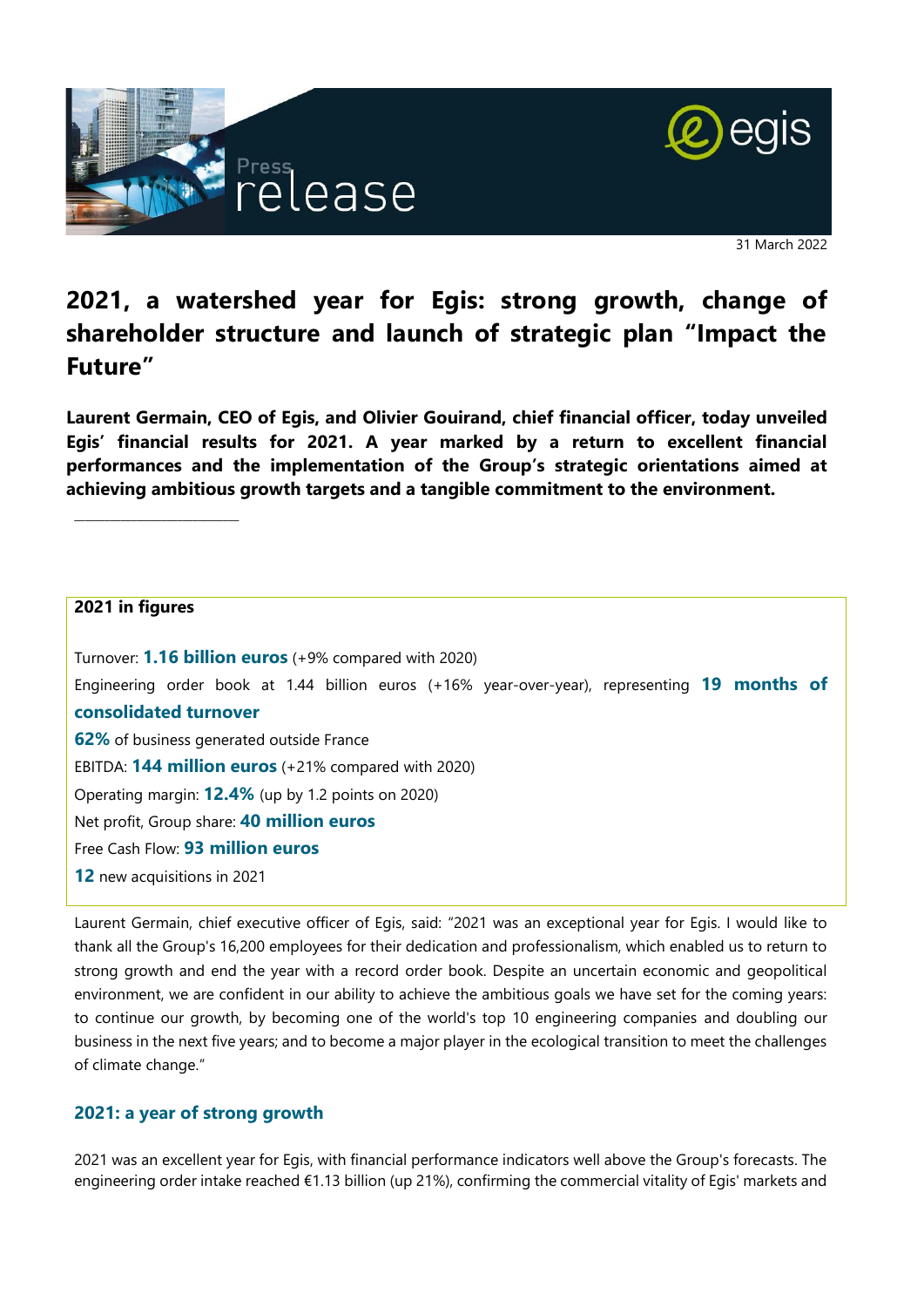Press release

31 March 2022

# 2021, a watershed year for Egis: strong growth, change of shareholder structure and launch of strategic plan "Impact the Future"

**Laurent Germain, CEO of Egis, and Olivier Gouirand, chief financial officer, today unveiled Egis' financial results for 2021. A year marked by a return to excellent financial performances and the implementation of the Group's strategic orientations aimed at achieving ambitious growth targets and a tangible commitment to the environment.**

---

**2021 in figures**

Turnover: **1.16 billion euros** (+9% compared with 2020)

Engineering order book at 1.44 billion euros (+16% year-over-year), representing **19 months of consolidated turnover**

**62%** of business generated outside France

EBITDA: **144 million euros** (+21% compared with 2020)

Operating margin: **12.4%** (up by 1.2 points on 2020)

Net profit, Group share: **40 million euros**

Free Cash Flow: **93 million euros**

**12** new acquisitions in 2021

Laurent Germain, chief executive officer of Egis, said: "2021 was an exceptional year for Egis. I would like to thank all the Group's 16,200 employees for their dedication and professionalism, which enabled us to return to strong growth and end the year with a record order book. Despite an uncertain economic and geopolitical environment, we are confident in our ability to achieve the ambitious goals we have set for the coming years: to continue our growth, by becoming one of the world's top 10 engineering companies and doubling our business in the next five years; and to become a major player in the ecological transition to meet the challenges of climate change."

## 2021: a year of strong growth

2021 was an excellent year for Egis, with financial performance indicators well above the Group's forecasts. The engineering order intake reached €1.13 billion (up 21%), confirming the commercial vitality of Egis' markets and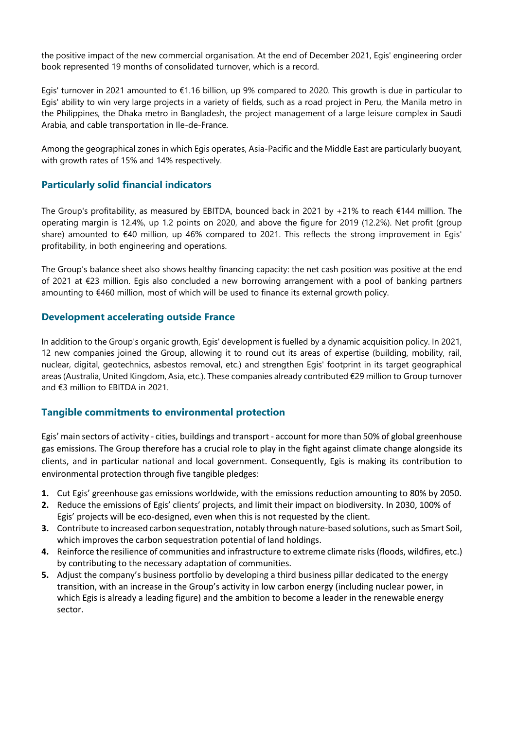the positive impact of the new commercial organisation. At the end of December 2021, Egis' engineering order book represented 19 months of consolidated turnover, which is a record.

Egis' turnover in 2021 amounted to €1.16 billion, up 9% compared to 2020. This growth is due in particular to Egis' ability to win very large projects in a variety of fields, such as a road project in Peru, the Manila metro in the Philippines, the Dhaka metro in Bangladesh, the project management of a large leisure complex in Saudi Arabia, and cable transportation in Ile-de-France.

Among the geographical zones in which Egis operates, Asia-Pacific and the Middle East are particularly buoyant, with growth rates of 15% and 14% respectively.

## Particularly solid financial indicators

The Group's profitability, as measured by EBITDA, bounced back in 2021 by +21% to reach €144 million. The operating margin is 12.4%, up 1.2 points on 2020, and above the figure for 2019 (12.2%). Net profit (group share) amounted to €40 million, up 46% compared to 2021. This reflects the strong improvement in Egis' profitability, in both engineering and operations.

The Group's balance sheet also shows healthy financing capacity: the net cash position was positive at the end of 2021 at €23 million. Egis also concluded a new borrowing arrangement with a pool of banking partners amounting to €460 million, most of which will be used to finance its external growth policy.

## Development accelerating outside France

In addition to the Group's organic growth, Egis' development is fuelled by a dynamic acquisition policy. In 2021, 12 new companies joined the Group, allowing it to round out its areas of expertise (building, mobility, rail, nuclear, digital, geotechnics, asbestos removal, etc.) and strengthen Egis' footprint in its target geographical areas (Australia, United Kingdom, Asia, etc.). These companies already contributed €29 million to Group turnover and €3 million to EBITDA in 2021.

## Tangible commitments to environmental protection

Egis' main sectors of activity - cities, buildings and transport - account for more than 50% of global greenhouse gas emissions. The Group therefore has a crucial role to play in the fight against climate change alongside its clients, and in particular national and local government. Consequently, Egis is making its contribution to environmental protection through five tangible pledges:

1. Cut Egis' greenhouse gas emissions worldwide, with the emissions reduction amounting to 80% by 2050.
2. Reduce the emissions of Egis' clients' projects, and limit their impact on biodiversity. In 2030, 100% of Egis' projects will be eco-designed, even when this is not requested by the client.
3. Contribute to increased carbon sequestration, notably through nature-based solutions, such as Smart Soil, which improves the carbon sequestration potential of land holdings.
4. Reinforce the resilience of communities and infrastructure to extreme climate risks (floods, wildfires, etc.) by contributing to the necessary adaptation of communities.
5. Adjust the company's business portfolio by developing a third business pillar dedicated to the energy transition, with an increase in the Group's activity in low carbon energy (including nuclear power, in which Egis is already a leading figure) and the ambition to become a leader in the renewable energy sector.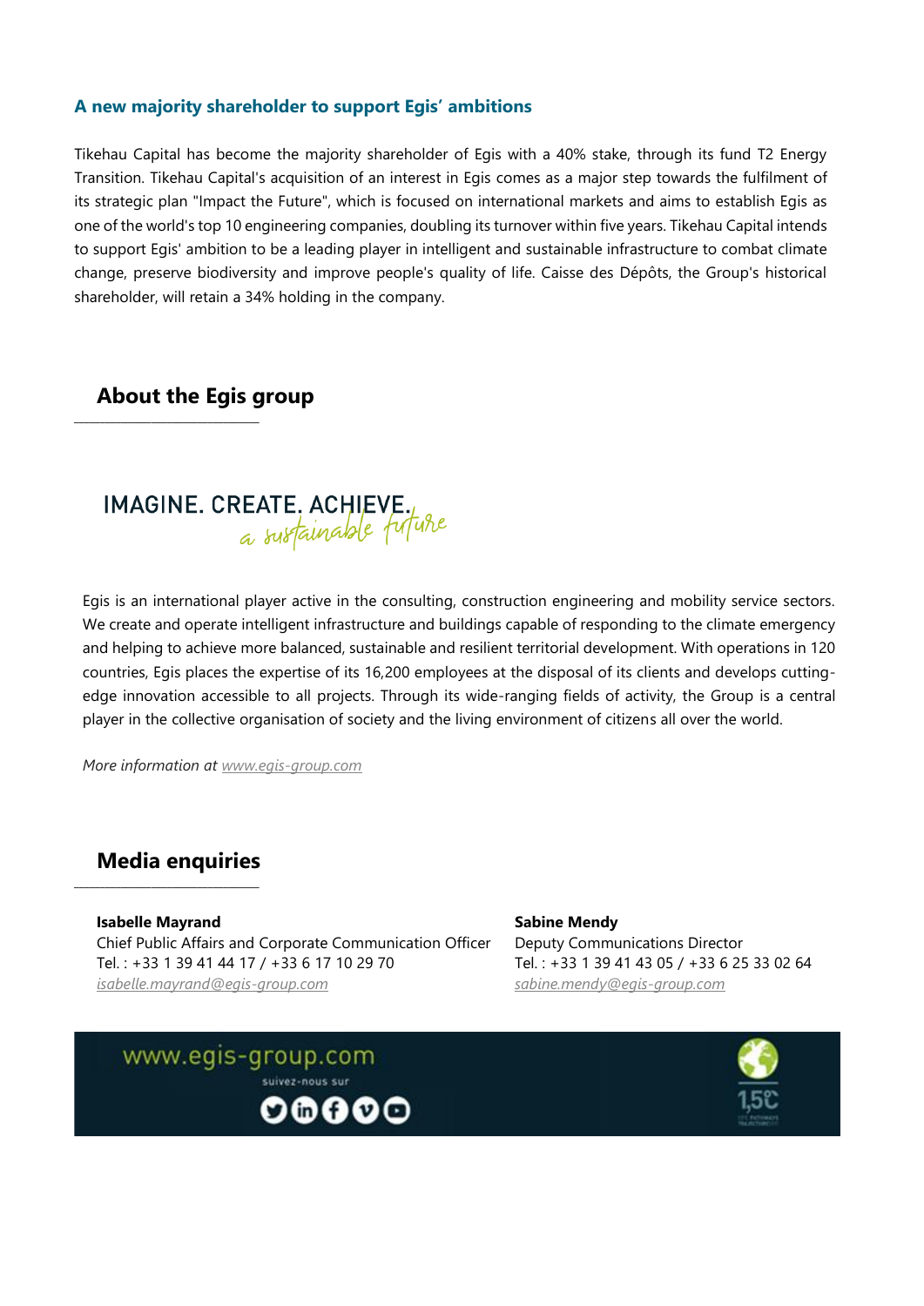**A new majority shareholder to support Egis' ambitions**

Tikehau Capital has become the majority shareholder of Egis with a 40% stake, through its fund T2 Energy Transition. Tikehau Capital's acquisition of an interest in Egis comes as a major step towards the fulfilment of its strategic plan "Impact the Future", which is focused on international markets and aims to establish Egis as one of the world's top 10 engineering companies, doubling its turnover within five years. Tikehau Capital intends to support Egis' ambition to be a leading player in intelligent and sustainable infrastructure to combat climate change, preserve biodiversity and improve people's quality of life. Caisse des Dépôts, the Group's historical shareholder, will retain a 34% holding in the company.

## About the Egis group

IMAGINE. CREATE. ACHIEVE. *a sustainable future*

Egis is an international player active in the consulting, construction engineering and mobility service sectors. We create and operate intelligent infrastructure and buildings capable of responding to the climate emergency and helping to achieve more balanced, sustainable and resilient territorial development. With operations in 120 countries, Egis places the expertise of its 16,200 employees at the disposal of its clients and develops cutting-edge innovation accessible to all projects. Through its wide-ranging fields of activity, the Group is a central player in the collective organisation of society and the living environment of citizens all over the world.

*More information at www.egis-group.com*

## Media enquiries

**Isabelle Mayrand**
Chief Public Affairs and Corporate Communication Officer
Tel. : +33 1 39 41 44 17 / +33 6 17 10 29 70
*isabelle.mayrand@egis-group.com*

**Sabine Mendy**
Deputy Communications Director
Tel. : +33 1 39 41 43 05 / +33 6 25 33 02 64
*sabine.mendy@egis-group.com*

www.egis-group.com
suivez-nous sur